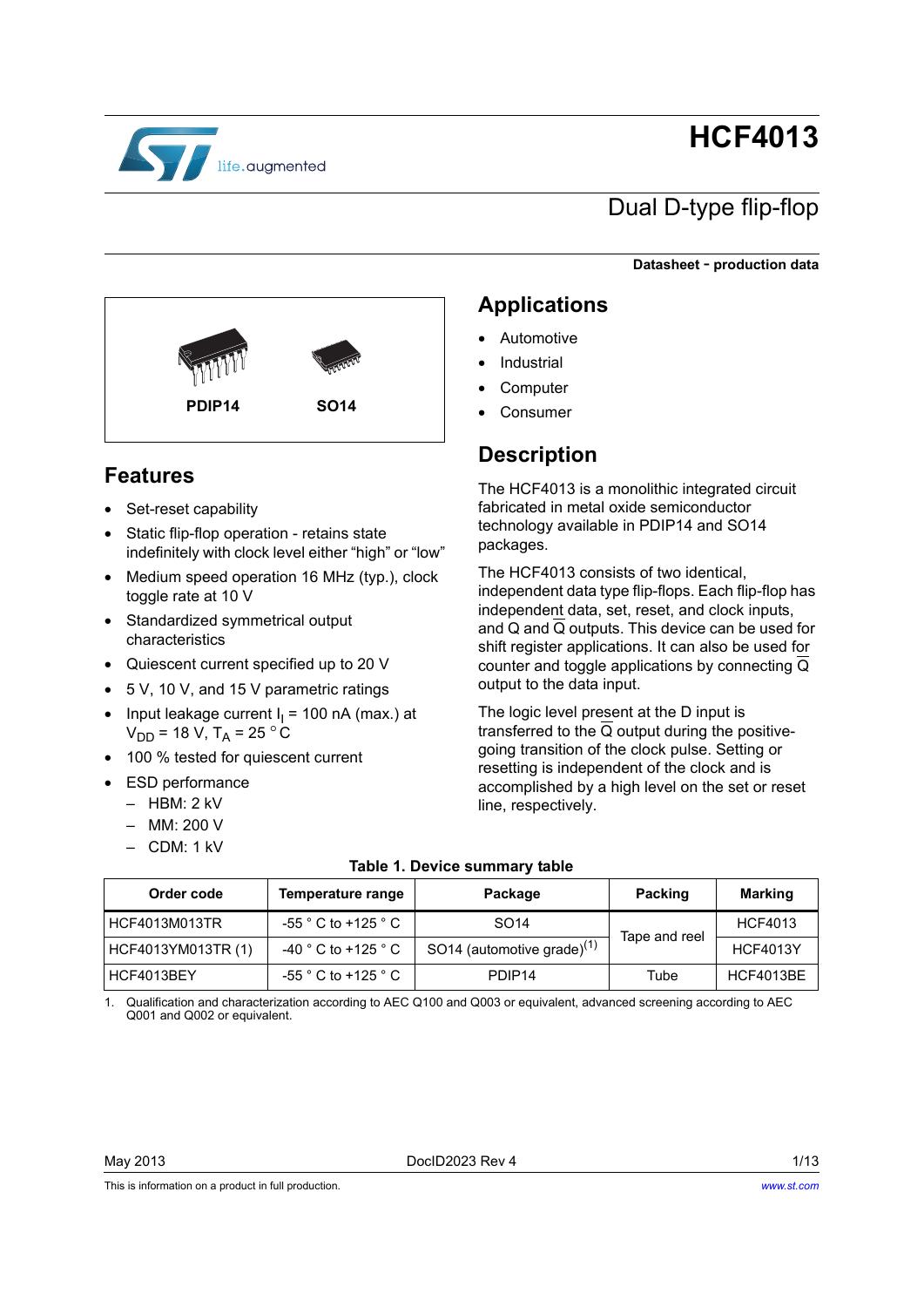# HCF4013

## Dual D-type flip-flop

**Datasheet - production data**

PDIP14 SO14

## Features

- Set-reset capability
- Static flip-flop operation - retains state indefinitely with clock level either “high” or “low”
- Medium speed operation 16 MHz (typ.), clock toggle rate at 10 V
- Standardized symmetrical output characteristics
- Quiescent current specified up to 20 V
- 5 V, 10 V, and 15 V parametric ratings
- Input leakage current $I_I$ = 100 nA (max.) at $V_{DD}$ = 18 V, $T_A$ = 25 °C
- 100 % tested for quiescent current
- ESD performance
  - HBM: 2 kV
  - MM: 200 V
  - CDM: 1 kV

## Applications

- Automotive
- Industrial
- Computer
- Consumer

## Description

The HCF4013 is a monolithic integrated circuit fabricated in metal oxide semiconductor technology available in PDIP14 and SO14 packages.

The HCF4013 consists of two identical, independent data type flip-flops. Each flip-flop has independent data, set, reset, and clock inputs, and Q and $\overline{Q}$ outputs. This device can be used for shift register applications. It can also be used for counter and toggle applications by connecting $\overline{Q}$ output to the data input.

The logic level present at the D input is transferred to the $\overline{Q}$ output during the positive-going transition of the clock pulse. Setting or resetting is independent of the clock and is accomplished by a high level on the set or reset line, respectively.

**Table 1. Device summary table**

| Order code | Temperature range | Package | Packing | Marking |
|---|---|---|---|---|
| HCF4013M013TR | -55 °C to +125 °C | SO14 | Tape and reel | HCF4013 |
| HCF4013YM013TR (1) | -40 °C to +125 °C | SO14 (automotive grade)(1) | Tape and reel | HCF4013Y |
| HCF4013BEY | -55 °C to +125 °C | PDIP14 | Tube | HCF4013BE |

1. Qualification and characterization according to AEC Q100 and Q003 or equivalent, advanced screening according to AEC Q001 and Q002 or equivalent.

May 2013 DocID2023 Rev 4

This is information on a product in full production.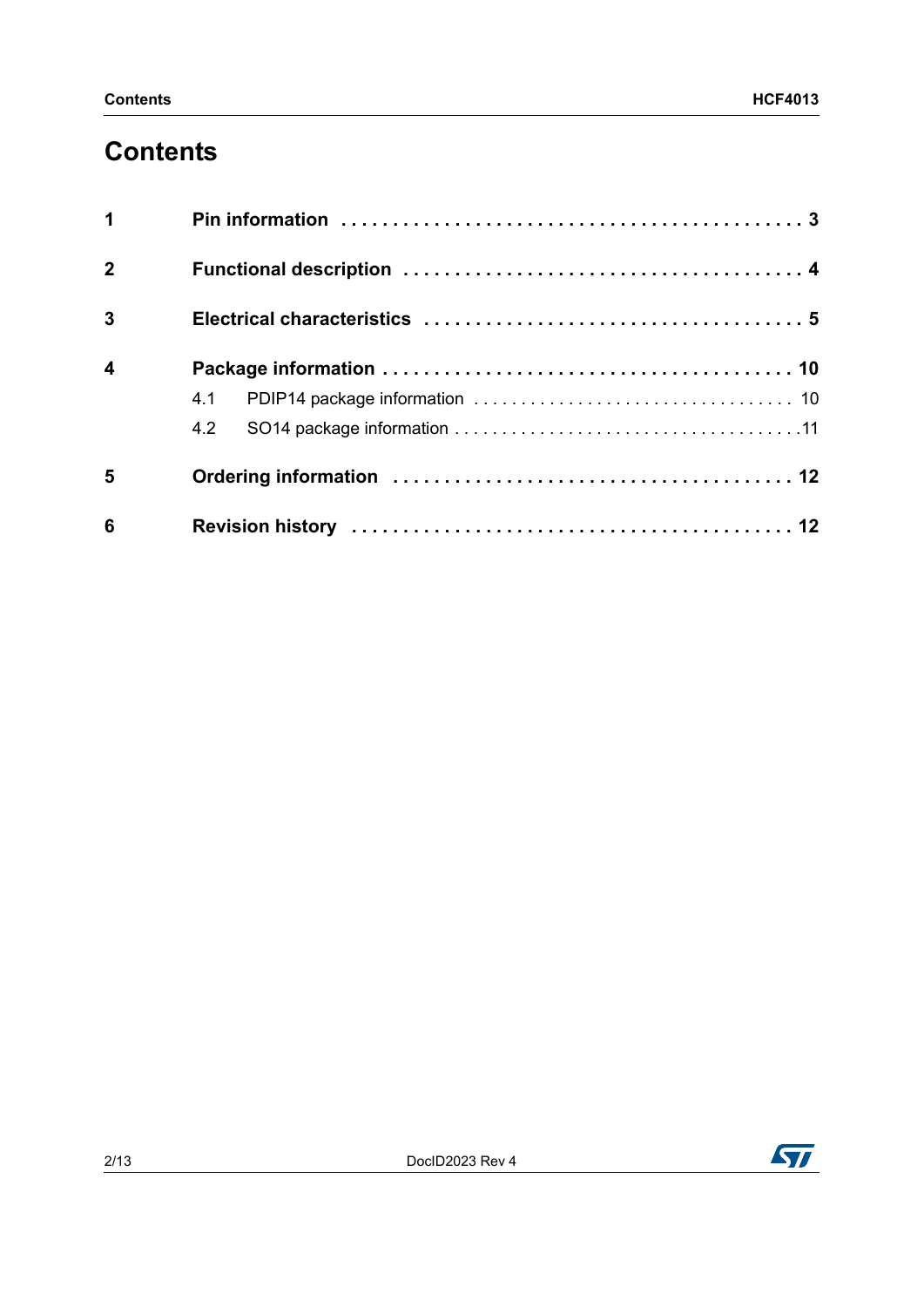# Contents

| | | |
|---|---|---|
| **1** | **Pin information** | **3** |
| **2** | **Functional description** | **4** |
| **3** | **Electrical characteristics** | **5** |
| **4** | **Package information** | **10** |
| | 4.1 PDIP14 package information | 10 |
| | 4.2 SO14 package information | 11 |
| **5** | **Ordering information** | **12** |
| **6** | **Revision history** | **12** |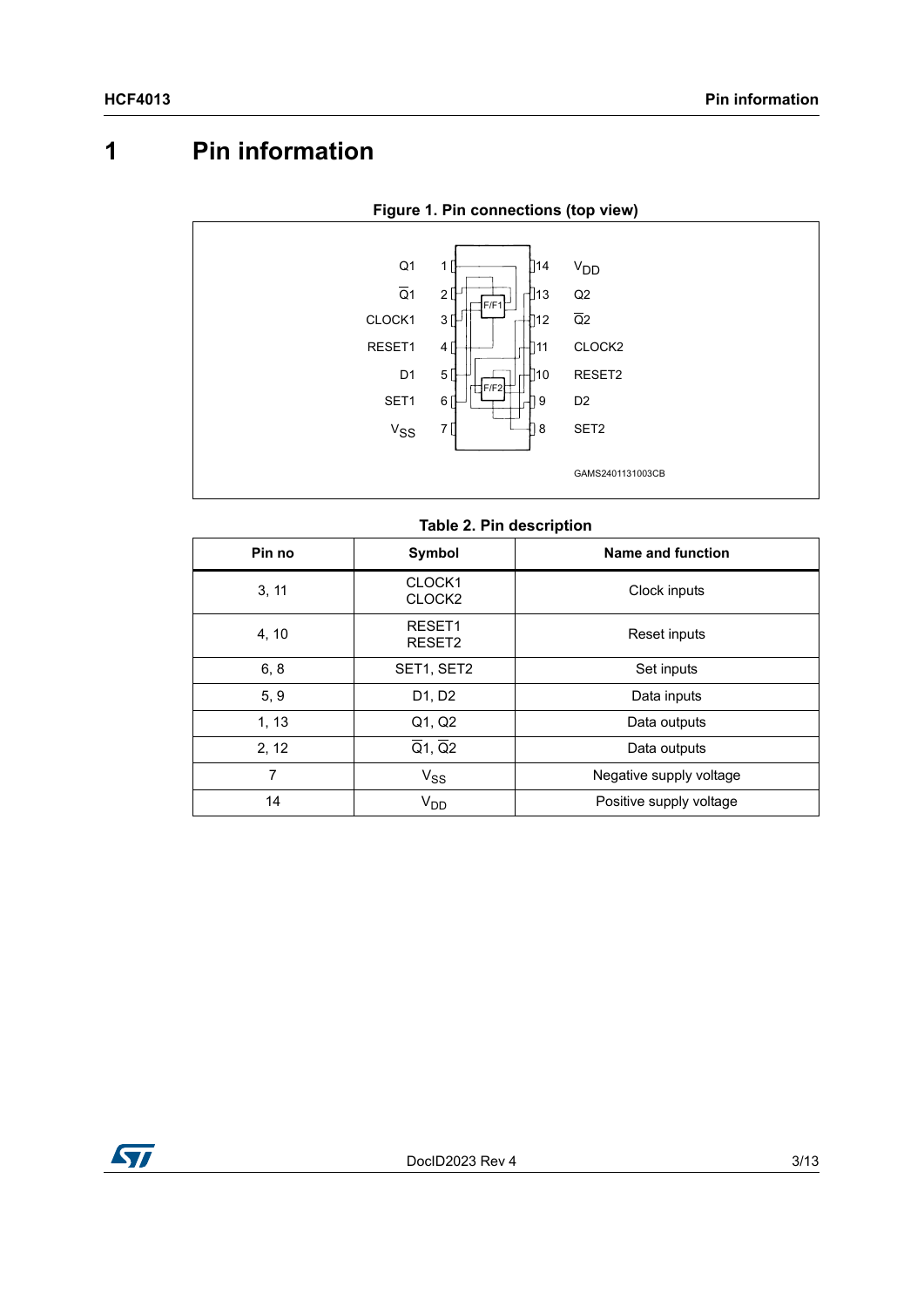# 1 Pin information

**Figure 1. Pin connections (top view)**

**Table 2. Pin description**

| Pin no | Symbol | Name and function |
|---|---|---|
| 3, 11 | CLOCK1<br>CLOCK2 | Clock inputs |
| 4, 10 | RESET1<br>RESET2 | Reset inputs |
| 6, 8 | SET1, SET2 | Set inputs |
| 5, 9 | D1, D2 | Data inputs |
| 1, 13 | Q1, Q2 | Data outputs |
| 2, 12 | $\overline{Q}1$, $\overline{Q}2$ | Data outputs |
| 7 | $V_{SS}$ | Negative supply voltage |
| 14 | $V_{DD}$ | Positive supply voltage |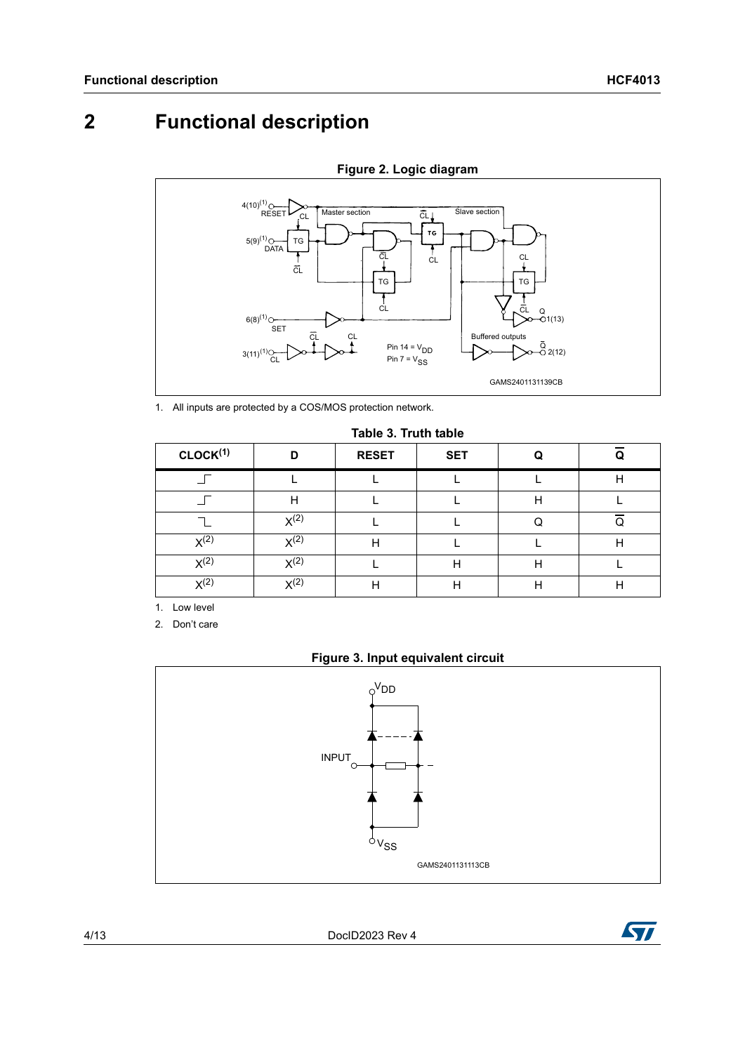# 2 Functional description

**Figure 2. Logic diagram**

1. All inputs are protected by a COS/MOS protection network.

**Table 3. Truth table**

| CLOCK[1] | D | RESET | SET | Q | $\overline{Q}$ |
|---|---|---|---|---|---|
| _⌐ | L | L | L | L | H |
| _⌐ | H | L | L | H | L |
| ¬_ | X[2] | L | L | Q | $\overline{Q}$ |
| X[2] | X[2] | H | L | L | H |
| X[2] | X[2] | L | H | H | L |
| X[2] | X[2] | H | H | H | H |

1. Low level
2. Don't care

**Figure 3. Input equivalent circuit**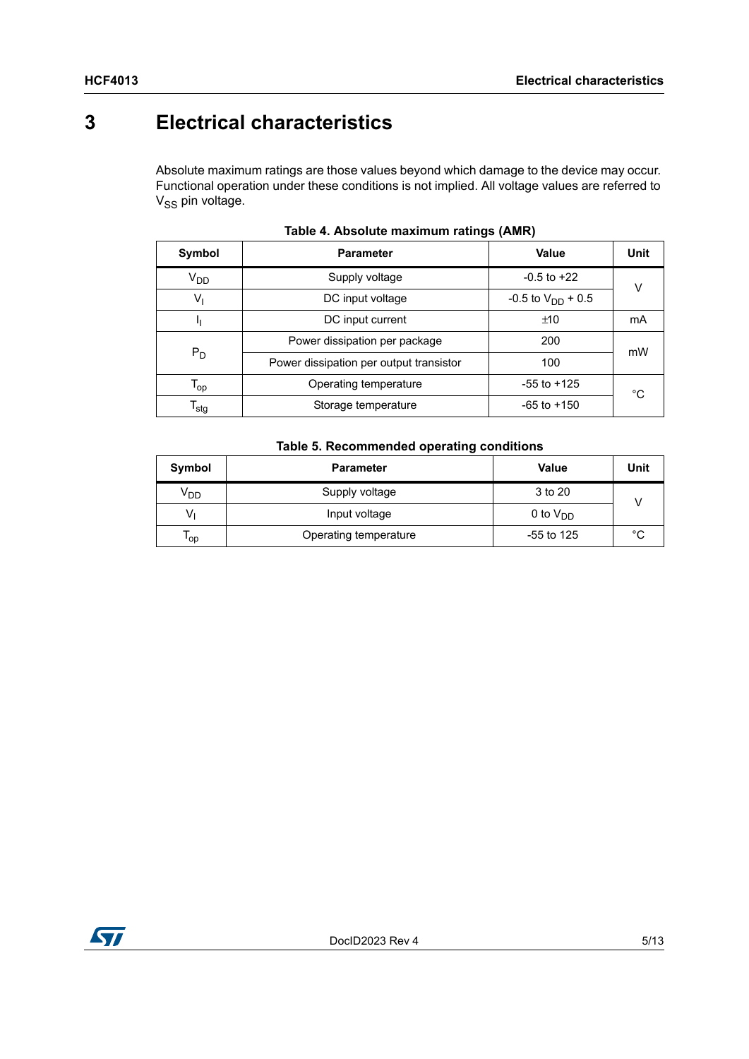# 3 Electrical characteristics

Absolute maximum ratings are those values beyond which damage to the device may occur. Functional operation under these conditions is not implied. All voltage values are referred to $V_{SS}$ pin voltage.

**Table 4. Absolute maximum ratings (AMR)**

| Symbol | Parameter | Value | Unit |
|---|---|---|---|
| $V_{DD}$ | Supply voltage | -0.5 to +22 | V |
| $V_I$ | DC input voltage | -0.5 to $V_{DD}$ + 0.5 | |
| $I_I$ | DC input current | ±10 | mA |
| $P_D$ | Power dissipation per package | 200 | mW |
| | Power dissipation per output transistor | 100 | |
| $T_{op}$ | Operating temperature | -55 to +125 | °C |
| $T_{stg}$ | Storage temperature | -65 to +150 | |

**Table 5. Recommended operating conditions**

| Symbol | Parameter | Value | Unit |
|---|---|---|---|
| $V_{DD}$ | Supply voltage | 3 to 20 | V |
| $V_I$ | Input voltage | 0 to $V_{DD}$ | |
| $T_{op}$ | Operating temperature | -55 to 125 | °C |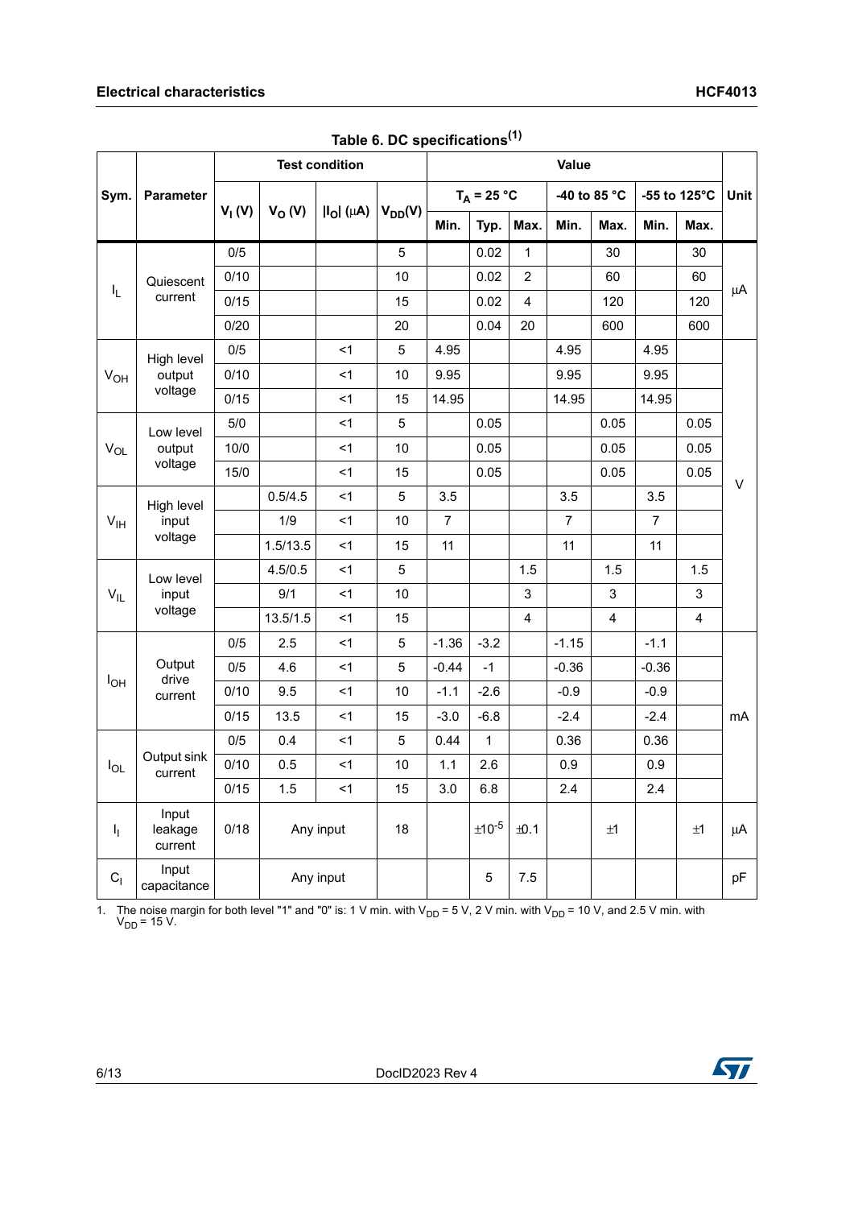Table 6. DC specifications[(1)]

| Sym. | Parameter | Test condition | | | | Value | | | | | | | Unit |
|---|---|---|---|---|---|---|---|---|---|---|---|---|---|
| | | $V_I$ (V) | $V_O$ (V) | $\|I_O\|$ (µA) | $V_{DD}$(V) | $T_A$ = 25 °C | | | -40 to 85 °C | | -55 to 125°C | | |
| | | | | | | Min. | Typ. | Max. | Min. | Max. | Min. | Max. | |
| $I_L$ | Quiescent current | 0/5 | | | 5 | | 0.02 | 1 | | 30 | | 30 | µA |
| | | 0/10 | | | 10 | | 0.02 | 2 | | 60 | | 60 | |
| | | 0/15 | | | 15 | | 0.02 | 4 | | 120 | | 120 | |
| | | 0/20 | | | 20 | | 0.04 | 20 | | 600 | | 600 | |
| $V_{OH}$ | High level output voltage | 0/5 | | <1 | 5 | 4.95 | | | 4.95 | | 4.95 | | V |
| | | 0/10 | | <1 | 10 | 9.95 | | | 9.95 | | 9.95 | | |
| | | 0/15 | | <1 | 15 | 14.95 | | | 14.95 | | 14.95 | | |
| $V_{OL}$ | Low level output voltage | 5/0 | | <1 | 5 | | 0.05 | | | 0.05 | | 0.05 | |
| | | 10/0 | | <1 | 10 | | 0.05 | | | 0.05 | | 0.05 | |
| | | 15/0 | | <1 | 15 | | 0.05 | | | 0.05 | | 0.05 | |
| $V_{IH}$ | High level input voltage | | 0.5/4.5 | <1 | 5 | 3.5 | | | 3.5 | | 3.5 | | |
| | | | 1/9 | <1 | 10 | 7 | | | 7 | | 7 | | |
| | | | 1.5/13.5 | <1 | 15 | 11 | | | 11 | | 11 | | |
| $V_{IL}$ | Low level input voltage | | 4.5/0.5 | <1 | 5 | | | 1.5 | | 1.5 | | 1.5 | |
| | | | 9/1 | <1 | 10 | | | 3 | | 3 | | 3 | |
| | | | 13.5/1.5 | <1 | 15 | | | 4 | | 4 | | 4 | |
| $I_{OH}$ | Output drive current | 0/5 | 2.5 | <1 | 5 | -1.36 | -3.2 | | -1.15 | | -1.1 | | mA |
| | | 0/5 | 4.6 | <1 | 5 | -0.44 | -1 | | -0.36 | | -0.36 | | |
| | | 0/10 | 9.5 | <1 | 10 | -1.1 | -2.6 | | -0.9 | | -0.9 | | |
| | | 0/15 | 13.5 | <1 | 15 | -3.0 | -6.8 | | -2.4 | | -2.4 | | |
| $I_{OL}$ | Output sink current | 0/5 | 0.4 | <1 | 5 | 0.44 | 1 | | 0.36 | | 0.36 | | |
| | | 0/10 | 0.5 | <1 | 10 | 1.1 | 2.6 | | 0.9 | | 0.9 | | |
| | | 0/15 | 1.5 | <1 | 15 | 3.0 | 6.8 | | 2.4 | | 2.4 | | |
| $I_I$ | Input leakage current | 0/18 | Any input | | 18 | | $\pm 10^{-5}$ | ±0.1 | | ±1 | | ±1 | µA |
| $C_I$ | Input capacitance | | Any input | | | | 5 | 7.5 | | | | | pF |

1. The noise margin for both level "1" and "0" is: 1 V min. with $V_{DD}$ = 5 V, 2 V min. with $V_{DD}$ = 10 V, and 2.5 V min. with $V_{DD}$ = 15 V.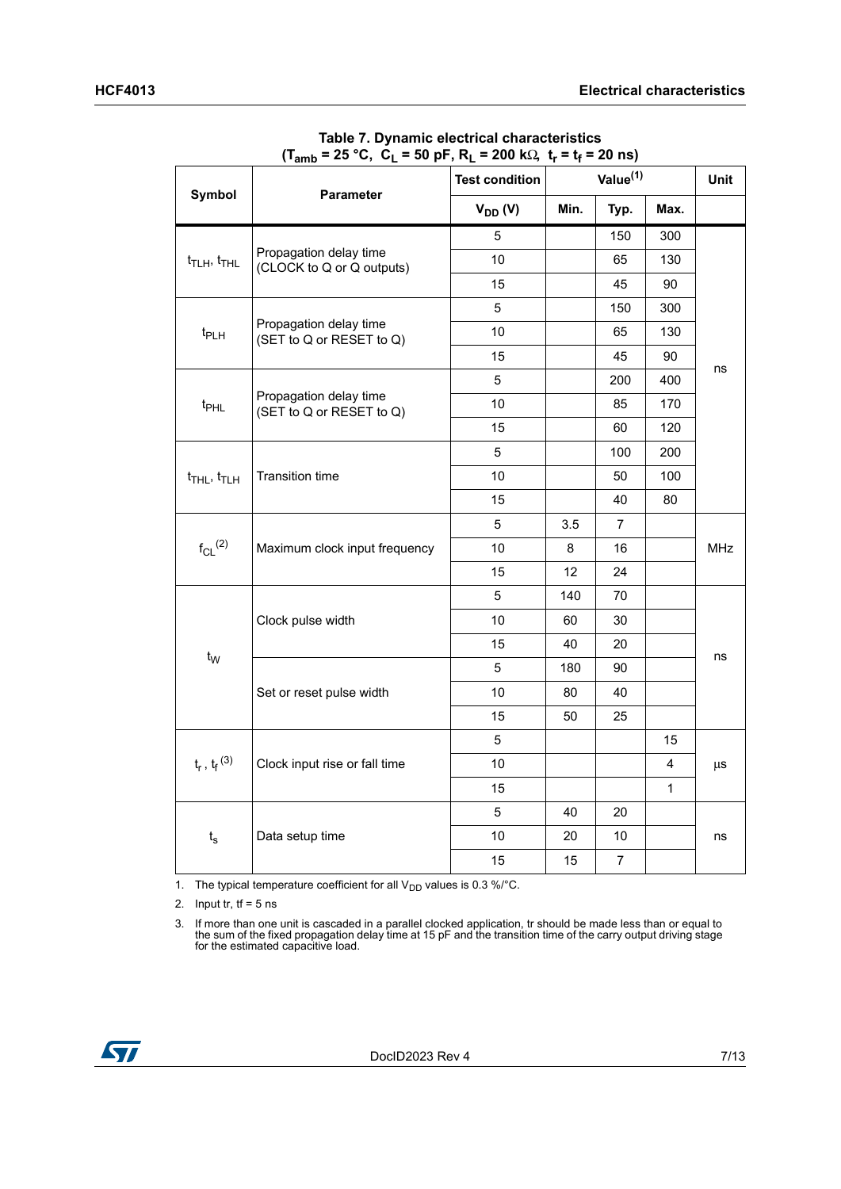**Table 7. Dynamic electrical characteristics ($T_{amb}$ = 25 °C, $C_L$ = 50 pF, $R_L$ = 200 kΩ, $t_r$ = $t_f$ = 20 ns)**

| Symbol | Parameter | Test condition | Value[1] | | | Unit |
|---|---|---|---|---|---|---|
| | | $V_{DD}$ (V) | Min. | Typ. | Max. | |
| $t_{TLH}$, $t_{THL}$ | Propagation delay time (CLOCK to Q or Q outputs) | 5 | | 150 | 300 | ns |
| | | 10 | | 65 | 130 | |
| | | 15 | | 45 | 90 | |
| $t_{PLH}$ | Propagation delay time (SET to Q or RESET to Q) | 5 | | 150 | 300 | |
| | | 10 | | 65 | 130 | |
| | | 15 | | 45 | 90 | |
| $t_{PHL}$ | Propagation delay time (SET to Q or RESET to Q) | 5 | | 200 | 400 | |
| | | 10 | | 85 | 170 | |
| | | 15 | | 60 | 120 | |
| $t_{THL}$, $t_{TLH}$ | Transition time | 5 | | 100 | 200 | |
| | | 10 | | 50 | 100 | |
| | | 15 | | 40 | 80 | |
| $f_{CL}$[2] | Maximum clock input frequency | 5 | 3.5 | 7 | | MHz |
| | | 10 | 8 | 16 | | |
| | | 15 | 12 | 24 | | |
| $t_W$ | Clock pulse width | 5 | 140 | 70 | | ns |
| | | 10 | 60 | 30 | | |
| | | 15 | 40 | 20 | | |
| | Set or reset pulse width | 5 | 180 | 90 | | |
| | | 10 | 80 | 40 | | |
| | | 15 | 50 | 25 | | |
| $t_r$, $t_f$[3] | Clock input rise or fall time | 5 | | | 15 | µs |
| | | 10 | | | 4 | |
| | | 15 | | | 1 | |
| $t_s$ | Data setup time | 5 | 40 | 20 | | ns |
| | | 10 | 20 | 10 | | |
| | | 15 | 15 | 7 | | |

1. The typical temperature coefficient for all $V_{DD}$ values is 0.3 %/°C.
2. Input tr, tf = 5 ns
3. If more than one unit is cascaded in a parallel clocked application, tr should be made less than or equal to the sum of the fixed propagation delay time at 15 pF and the transition time of the carry output driving stage for the estimated capacitive load.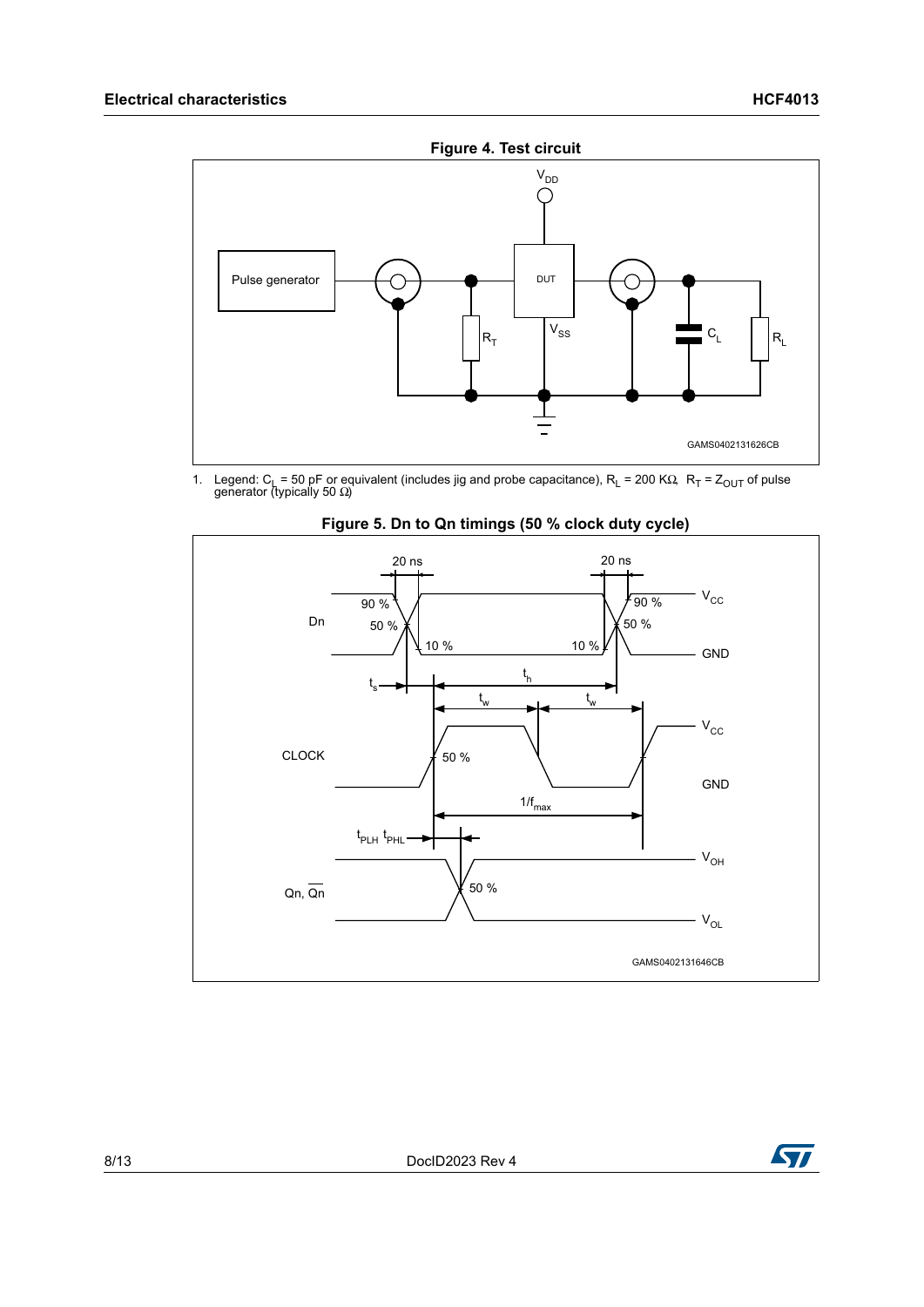**Figure 4. Test circuit**

1. Legend: $C_L$ = 50 pF or equivalent (includes jig and probe capacitance), $R_L$ = 200 KΩ, $R_T$ = $Z_{OUT}$ of pulse generator (typically 50 Ω)

**Figure 5. Dn to Qn timings (50 % clock duty cycle)**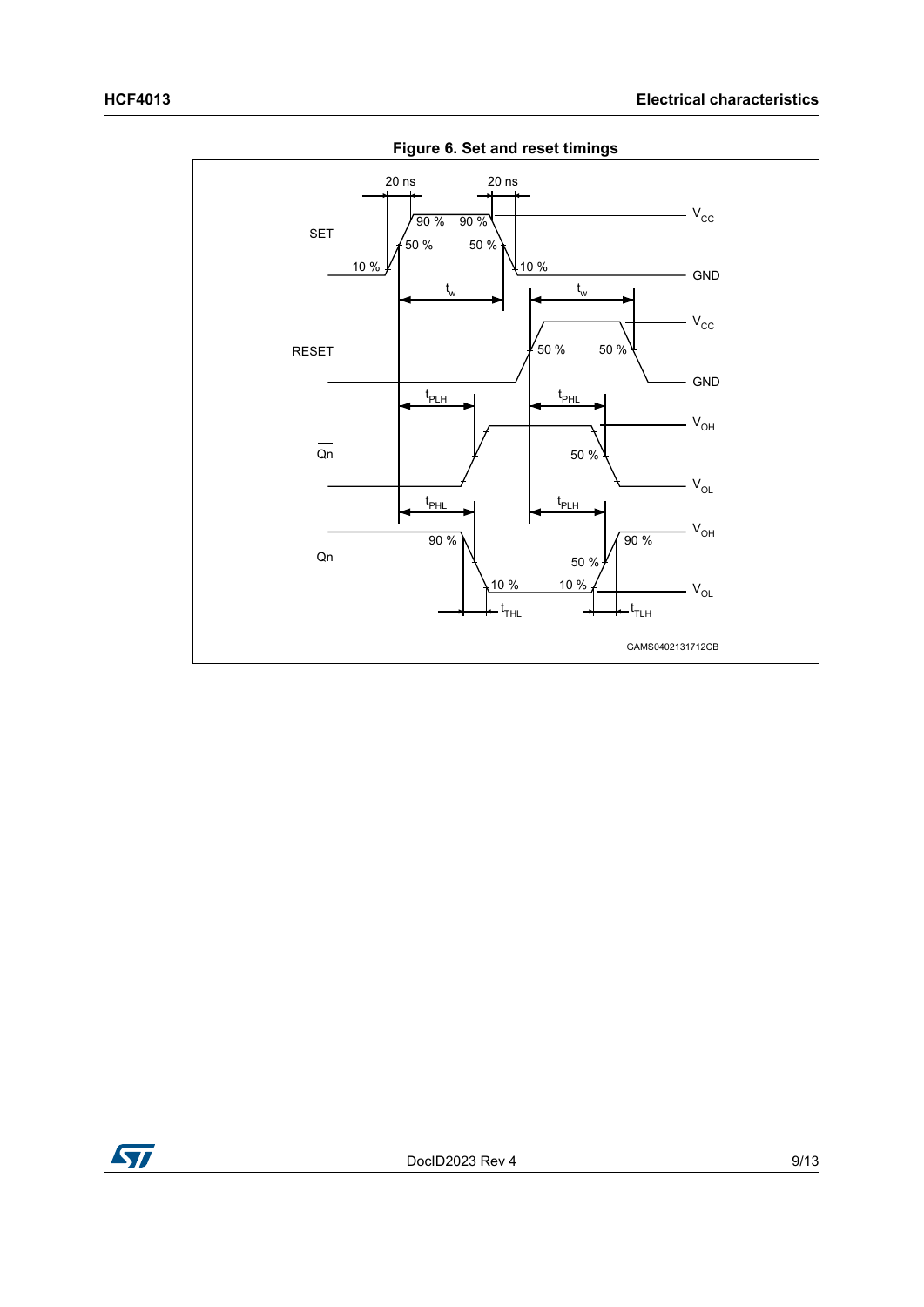**Figure 6. Set and reset timings**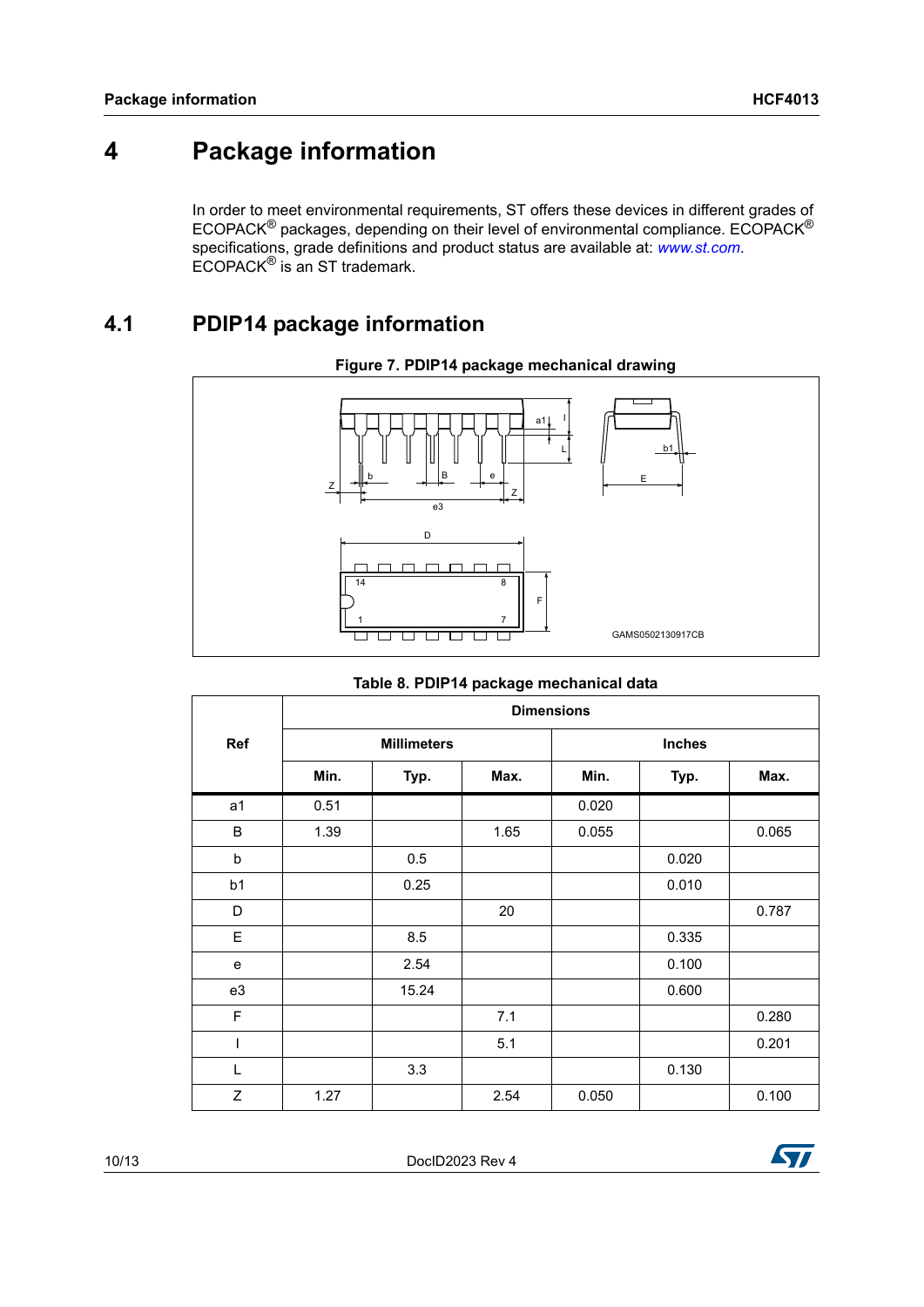# 4 Package information

In order to meet environmental requirements, ST offers these devices in different grades of ECOPACK® packages, depending on their level of environmental compliance. ECOPACK® specifications, grade definitions and product status are available at: *www.st.com*. ECOPACK® is an ST trademark.

## 4.1 PDIP14 package information

**Figure 7. PDIP14 package mechanical drawing**

**Table 8. PDIP14 package mechanical data**

| Ref | Dimensions | | | | | |
|---|---|---|---|---|---|---|
| | Millimeters | | | Inches | | |
| | Min. | Typ. | Max. | Min. | Typ. | Max. |
| a1 | 0.51 | | | 0.020 | | |
| B | 1.39 | | 1.65 | 0.055 | | 0.065 |
| b | | 0.5 | | | 0.020 | |
| b1 | | 0.25 | | | 0.010 | |
| D | | | 20 | | | 0.787 |
| E | | 8.5 | | | 0.335 | |
| e | | 2.54 | | | 0.100 | |
| e3 | | 15.24 | | | 0.600 | |
| F | | | 7.1 | | | 0.280 |
| I | | | 5.1 | | | 0.201 |
| L | | 3.3 | | | 0.130 | |
| Z | 1.27 | | 2.54 | 0.050 | | 0.100 |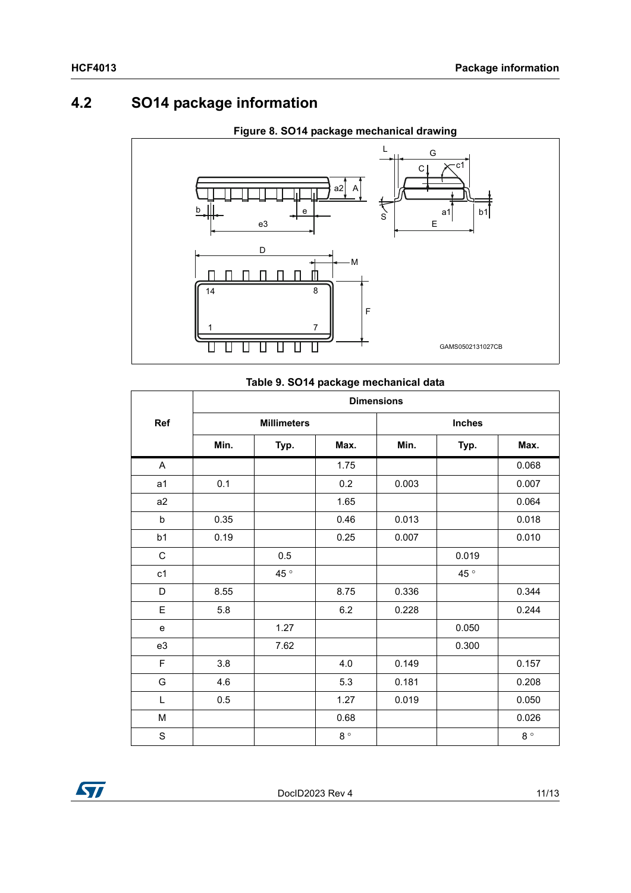## 4.2 SO14 package information

**Figure 8. SO14 package mechanical drawing**

**Table 9. SO14 package mechanical data**

| Ref | Dimensions | | | | | |
|---|---|---|---|---|---|---|
| | Millimeters | | | Inches | | |
| | Min. | Typ. | Max. | Min. | Typ. | Max. |
| A | | | 1.75 | | | 0.068 |
| a1 | 0.1 | | 0.2 | 0.003 | | 0.007 |
| a2 | | | 1.65 | | | 0.064 |
| b | 0.35 | | 0.46 | 0.013 | | 0.018 |
| b1 | 0.19 | | 0.25 | 0.007 | | 0.010 |
| C | | 0.5 | | | 0.019 | |
| c1 | | 45 ° | | | 45 ° | |
| D | 8.55 | | 8.75 | 0.336 | | 0.344 |
| E | 5.8 | | 6.2 | 0.228 | | 0.244 |
| e | | 1.27 | | | 0.050 | |
| e3 | | 7.62 | | | 0.300 | |
| F | 3.8 | | 4.0 | 0.149 | | 0.157 |
| G | 4.6 | | 5.3 | 0.181 | | 0.208 |
| L | 0.5 | | 1.27 | 0.019 | | 0.050 |
| M | | | 0.68 | | | 0.026 |
| S | | | 8 ° | | | 8 ° |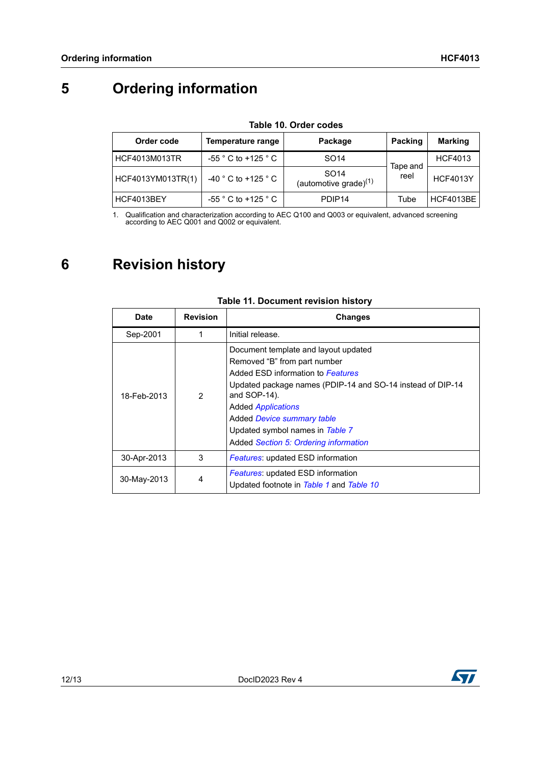# 5 Ordering information

**Table 10. Order codes**

| Order code | Temperature range | Package | Packing | Marking |
|---|---|---|---|---|
| HCF4013M013TR | -55 ° C to +125 ° C | SO14 | Tape and reel | HCF4013 |
| HCF4013YM013TR(1) | -40 ° C to +125 ° C | SO14 (automotive grade)[1] | | HCF4013Y |
| HCF4013BEY | -55 ° C to +125 ° C | PDIP14 | Tube | HCF4013BE |

1. Qualification and characterization according to AEC Q100 and Q003 or equivalent, advanced screening according to AEC Q001 and Q002 or equivalent.

# 6 Revision history

**Table 11. Document revision history**

| Date | Revision | Changes |
|---|---|---|
| Sep-2001 | 1 | Initial release. |
| 18-Feb-2013 | 2 | Document template and layout updated<br>Removed "B" from part number<br>Added ESD information to *Features*<br>Updated package names (PDIP-14 and SO-14 instead of DIP-14 and SOP-14).<br>Added *Applications*<br>Added *Device summary table*<br>Updated symbol names in *Table 7*<br>Added *Section 5: Ordering information* |
| 30-Apr-2013 | 3 | *Features*: updated ESD information |
| 30-May-2013 | 4 | *Features*: updated ESD information<br>Updated footnote in *Table 1* and *Table 10* |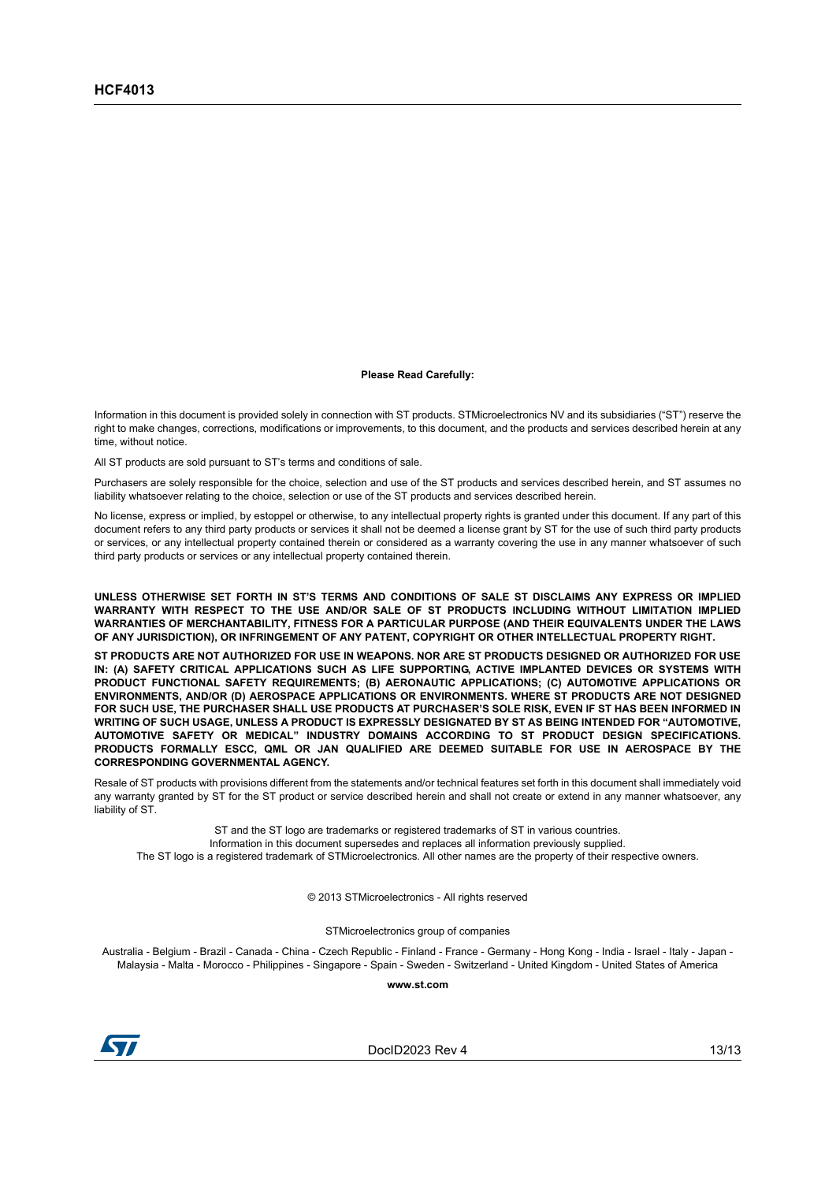**Please Read Carefully:**

Information in this document is provided solely in connection with ST products. STMicroelectronics NV and its subsidiaries ("ST") reserve the right to make changes, corrections, modifications or improvements, to this document, and the products and services described herein at any time, without notice.

All ST products are sold pursuant to ST's terms and conditions of sale.

Purchasers are solely responsible for the choice, selection and use of the ST products and services described herein, and ST assumes no liability whatsoever relating to the choice, selection or use of the ST products and services described herein.

No license, express or implied, by estoppel or otherwise, to any intellectual property rights is granted under this document. If any part of this document refers to any third party products or services it shall not be deemed a license grant by ST for the use of such third party products or services, or any intellectual property contained therein or considered as a warranty covering the use in any manner whatsoever of such third party products or services or any intellectual property contained therein.

**UNLESS OTHERWISE SET FORTH IN ST'S TERMS AND CONDITIONS OF SALE ST DISCLAIMS ANY EXPRESS OR IMPLIED WARRANTY WITH RESPECT TO THE USE AND/OR SALE OF ST PRODUCTS INCLUDING WITHOUT LIMITATION IMPLIED WARRANTIES OF MERCHANTABILITY, FITNESS FOR A PARTICULAR PURPOSE (AND THEIR EQUIVALENTS UNDER THE LAWS OF ANY JURISDICTION), OR INFRINGEMENT OF ANY PATENT, COPYRIGHT OR OTHER INTELLECTUAL PROPERTY RIGHT.**

**ST PRODUCTS ARE NOT AUTHORIZED FOR USE IN WEAPONS. NOR ARE ST PRODUCTS DESIGNED OR AUTHORIZED FOR USE IN: (A) SAFETY CRITICAL APPLICATIONS SUCH AS LIFE SUPPORTING, ACTIVE IMPLANTED DEVICES OR SYSTEMS WITH PRODUCT FUNCTIONAL SAFETY REQUIREMENTS; (B) AERONAUTIC APPLICATIONS; (C) AUTOMOTIVE APPLICATIONS OR ENVIRONMENTS, AND/OR (D) AEROSPACE APPLICATIONS OR ENVIRONMENTS. WHERE ST PRODUCTS ARE NOT DESIGNED FOR SUCH USE, THE PURCHASER SHALL USE PRODUCTS AT PURCHASER'S SOLE RISK, EVEN IF ST HAS BEEN INFORMED IN WRITING OF SUCH USAGE, UNLESS A PRODUCT IS EXPRESSLY DESIGNATED BY ST AS BEING INTENDED FOR "AUTOMOTIVE, AUTOMOTIVE SAFETY OR MEDICAL" INDUSTRY DOMAINS ACCORDING TO ST PRODUCT DESIGN SPECIFICATIONS. PRODUCTS FORMALLY ESCC, QML OR JAN QUALIFIED ARE DEEMED SUITABLE FOR USE IN AEROSPACE BY THE CORRESPONDING GOVERNMENTAL AGENCY.**

Resale of ST products with provisions different from the statements and/or technical features set forth in this document shall immediately void any warranty granted by ST for the ST product or service described herein and shall not create or extend in any manner whatsoever, any liability of ST.

ST and the ST logo are trademarks or registered trademarks of ST in various countries.
Information in this document supersedes and replaces all information previously supplied.
The ST logo is a registered trademark of STMicroelectronics. All other names are the property of their respective owners.

© 2013 STMicroelectronics - All rights reserved

STMicroelectronics group of companies

Australia - Belgium - Brazil - Canada - China - Czech Republic - Finland - France - Germany - Hong Kong - India - Israel - Italy - Japan - Malaysia - Malta - Morocco - Philippines - Singapore - Spain - Sweden - Switzerland - United Kingdom - United States of America

**www.st.com**